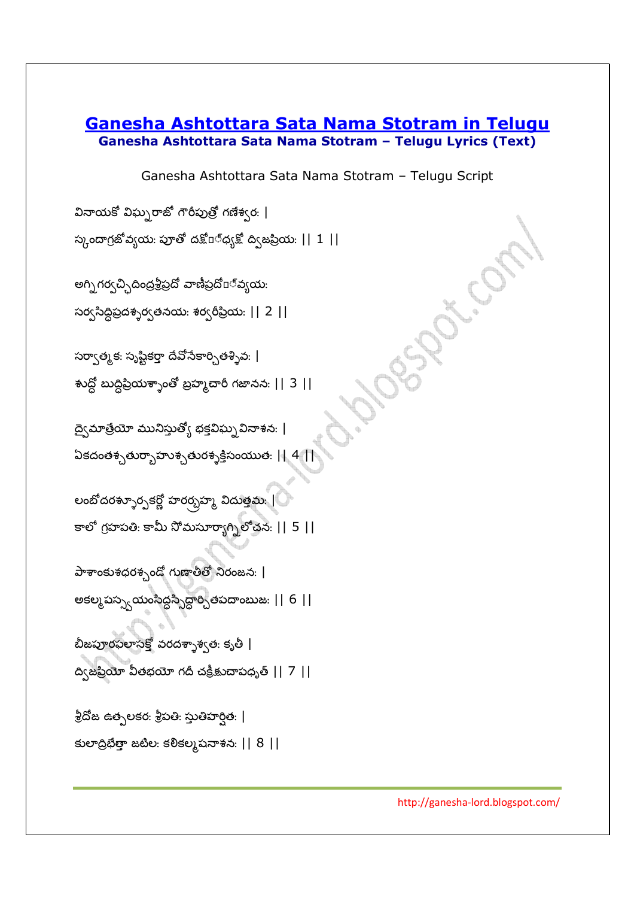# Ganesha Ashtottara Sata Nama Stotram in Telugu

**Ganesha Ashtottara Sata Nama Stotram – Telugu Lyrics (Text)**

Ganesha Ashtottara Sata Nama Stotram – Telugu Script

వినాయకో విఘ్నరాజో గౌరీపుత్రో గణేశ్వరః |
స్కందాగ్రజోవ్యయః పూతో దక్షోఽధ్యక్షో ద్విజప్రియః || 1 ||

అగ్నిగర్వచ్ఛిదింద్రశ్రీప్రదో వాణీప్రదోఽవ్యయః
సర్వసిద్ధిప్రదశ్శర్వతనయః శర్వరీప్రియః || 2 ||

సర్వాత్మకః సృష్టికర్తా దేవోనేకార్చితశ్శివః |
శుద్ధో బుద్ధిప్రియశ్శాంతో బ్రహ్మచారీ గజాననః || 3 ||

ద్వైమాత్రేయో మునిస్తుత్యో భక్తవిఘ్నవినాశనః |
ఏకదంతశ్చతుర్బాహుశ్చతురశ్శక్తిసంయుతః || 4 ||

లంబోదరశ్శూర్పకర్ణో హరర్బ్రహ్మ విదుత్తమః |
కాలో గ్రహపతిః కామీ సోమసూర్యాగ్నిలోచనః || 5 ||

పాశాంకుశధరశ్చండో గుణాతీతో నిరంజనః |
అకల్మషస్స్వయంసిద్ధస్సిద్ధార్చితపదాంబుజః || 6 ||

బీజపూరఫలాసక్తో వరదశ్శాశ్వతః కృతీ |
ద్విజప్రియో వీతభయో గదీ చక్రీక్షుచాపధృత్ || 7 ||

శ్రీదోజ ఉత్పలకరః శ్రీపతిః స్తుతిహర్షితః |
కులాద్రిభేత్తా జటిలః కలికల్మషనాశనః || 8 ||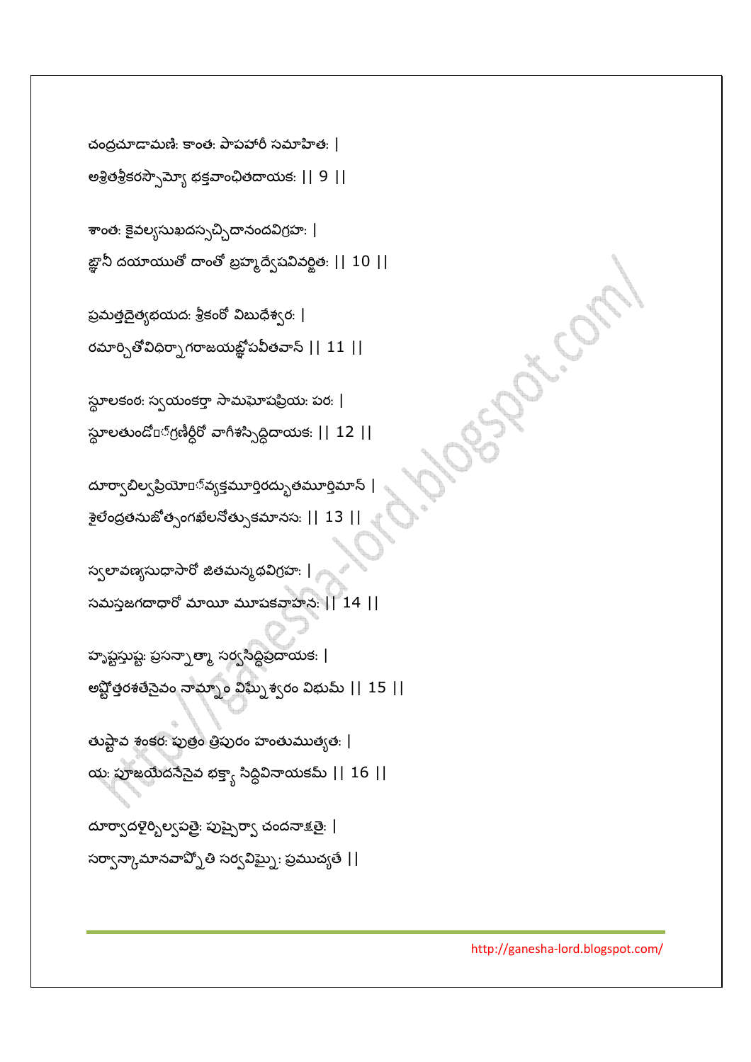చంద్రచూడామణి: కాంత: పాపహారీ సమాహిత: |
అశ్రితశ్రీకరస్సౌమ్యో భక్తవాంఛితదాయక: || 9 ||

శాంత: కైవల్యసుఖదస్సచ్చిదానందవిగ్రహ: |
జ్ఞానీ దయాయుతో దాంతో బ్రహ్మద్వేషవివర్జిత: || 10 ||

ప్రమత్తదైత్యభయద: శ్రీకంఠో విబుధేశ్వర: |
రమార్చితోవిధిర్నాగరాజయజ్ఞోపవీతవాన్ || 11 ||

స్థూలకంఠ: స్వయంకర్తా సామఘోషప్రియ: పర: |
స్థూలతుండోऽగ్రణీర్ధీరో వాగీశస్సిద్ధిదాయక: || 12 ||

దూర్వాబిల్వప్రియోऽవ్యక్తమూర్తిరద్భుతమూర్తిమాన్ |
శైలేంద్రతనుజోత్సంగఖేలనోత్సుకమానస: || 13 ||

స్వలావణ్యసుధాసారో జితమన్మథవిగ్రహ: |
సమస్తజగదాధారో మాయీ మూషకవాహన: || 14 ||

హృష్టస్తుష్ట: ప్రసన్నాత్మా సర్వసిద్ధిప్రదాయక: |
అష్టోత్తరశతేనైవం నామ్నాం విఘ్నేశ్వరం విభుమ్ || 15 ||

తుష్టావ శంకర: పుత్రం త్రిపురం హంతుముత్యత: |
య: పూజయేదనేనైవ భక్త్యా సిద్ధివినాయకమ్ || 16 ||

దూర్వాదళైర్బిల్వపత్రై: పుష్పైర్వా చందనాక్షతై: |
సర్వాన్కామానవాప్నోతి సర్వవిఘ్నై: ప్రముచ్యతే ||